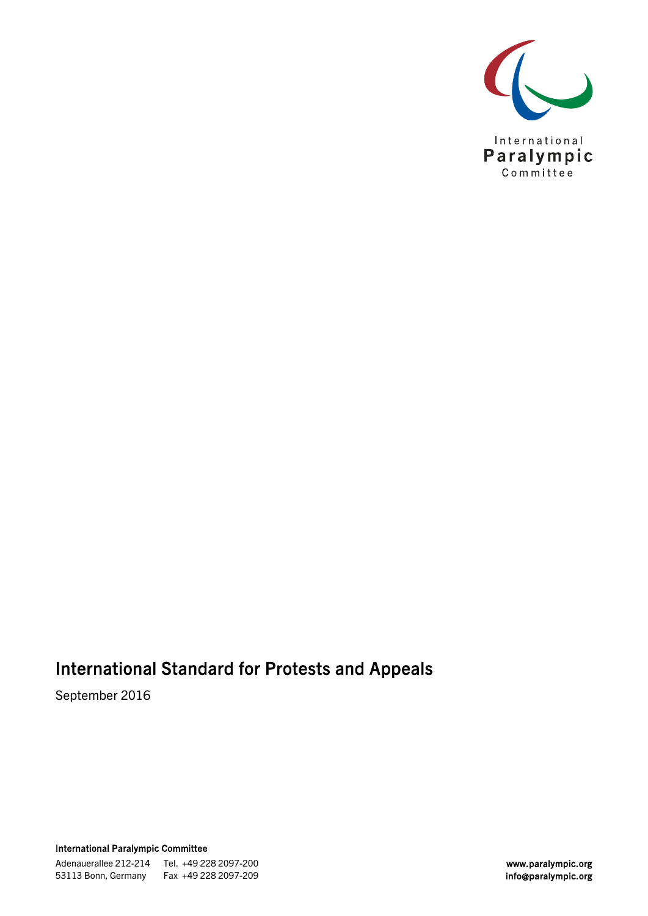International Paralympic Committee

# International Standard for Protests and Appeals

September 2016

**International Paralympic Committee**

Adenauerallee 212-214
53113 Bonn, Germany

Tel. +49 228 2097-200
Fax +49 228 2097-209

**www.paralympic.org**
**info@paralympic.org**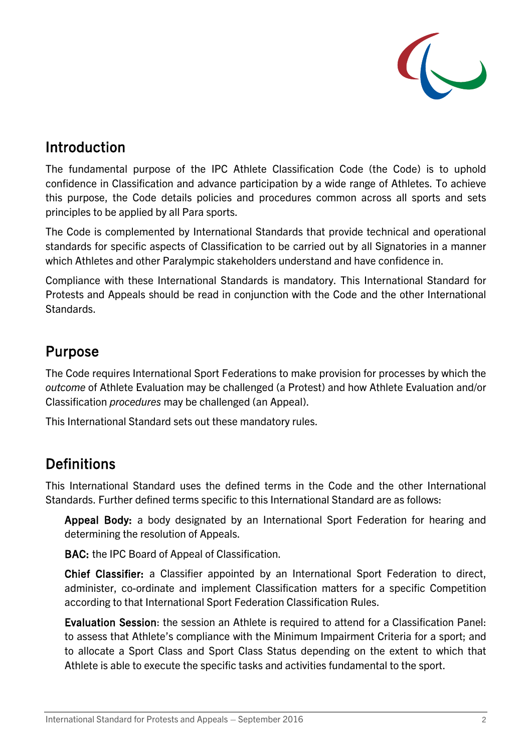## Introduction

The fundamental purpose of the IPC Athlete Classification Code (the Code) is to uphold confidence in Classification and advance participation by a wide range of Athletes. To achieve this purpose, the Code details policies and procedures common across all sports and sets principles to be applied by all Para sports.

The Code is complemented by International Standards that provide technical and operational standards for specific aspects of Classification to be carried out by all Signatories in a manner which Athletes and other Paralympic stakeholders understand and have confidence in.

Compliance with these International Standards is mandatory. This International Standard for Protests and Appeals should be read in conjunction with the Code and the other International Standards.

## Purpose

The Code requires International Sport Federations to make provision for processes by which the *outcome* of Athlete Evaluation may be challenged (a Protest) and how Athlete Evaluation and/or Classification *procedures* may be challenged (an Appeal).

This International Standard sets out these mandatory rules.

## Definitions

This International Standard uses the defined terms in the Code and the other International Standards. Further defined terms specific to this International Standard are as follows:

**Appeal Body:** a body designated by an International Sport Federation for hearing and determining the resolution of Appeals.

**BAC:** the IPC Board of Appeal of Classification.

**Chief Classifier:** a Classifier appointed by an International Sport Federation to direct, administer, co-ordinate and implement Classification matters for a specific Competition according to that International Sport Federation Classification Rules.

**Evaluation Session**: the session an Athlete is required to attend for a Classification Panel: to assess that Athlete's compliance with the Minimum Impairment Criteria for a sport; and to allocate a Sport Class and Sport Class Status depending on the extent to which that Athlete is able to execute the specific tasks and activities fundamental to the sport.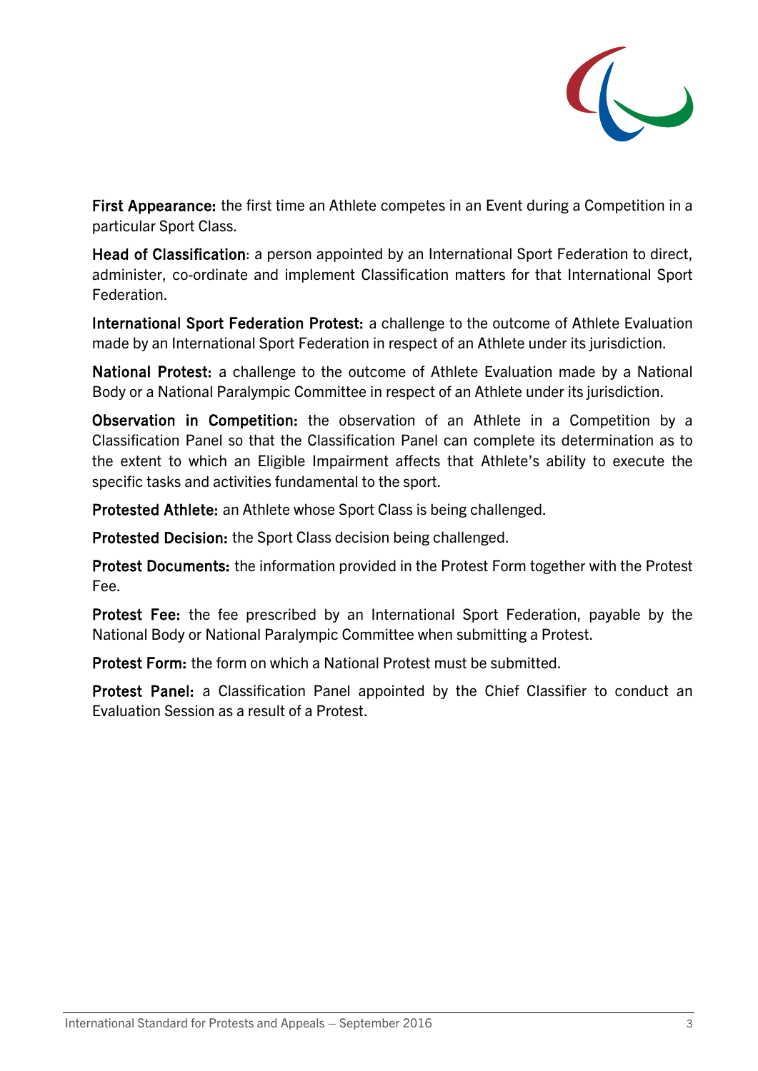**First Appearance:** the first time an Athlete competes in an Event during a Competition in a particular Sport Class.

**Head of Classification**: a person appointed by an International Sport Federation to direct, administer, co-ordinate and implement Classification matters for that International Sport Federation.

**International Sport Federation Protest:** a challenge to the outcome of Athlete Evaluation made by an International Sport Federation in respect of an Athlete under its jurisdiction.

**National Protest:** a challenge to the outcome of Athlete Evaluation made by a National Body or a National Paralympic Committee in respect of an Athlete under its jurisdiction.

**Observation in Competition:** the observation of an Athlete in a Competition by a Classification Panel so that the Classification Panel can complete its determination as to the extent to which an Eligible Impairment affects that Athlete's ability to execute the specific tasks and activities fundamental to the sport.

**Protested Athlete:** an Athlete whose Sport Class is being challenged.

**Protested Decision:** the Sport Class decision being challenged.

**Protest Documents:** the information provided in the Protest Form together with the Protest Fee.

**Protest Fee:** the fee prescribed by an International Sport Federation, payable by the National Body or National Paralympic Committee when submitting a Protest.

**Protest Form:** the form on which a National Protest must be submitted.

**Protest Panel:** a Classification Panel appointed by the Chief Classifier to conduct an Evaluation Session as a result of a Protest.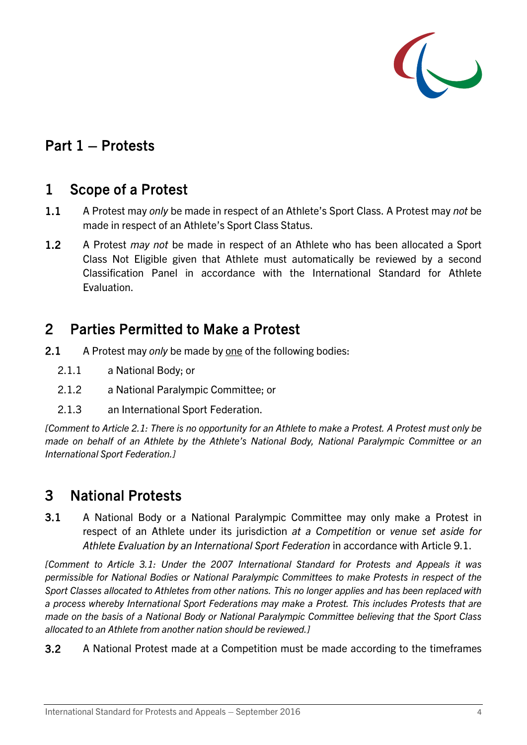# Part 1 – Protests

## 1 Scope of a Protest

**1.1** A Protest may *only* be made in respect of an Athlete's Sport Class. A Protest may *not* be made in respect of an Athlete's Sport Class Status.

**1.2** A Protest *may not* be made in respect of an Athlete who has been allocated a Sport Class Not Eligible given that Athlete must automatically be reviewed by a second Classification Panel in accordance with the International Standard for Athlete Evaluation.

## 2 Parties Permitted to Make a Protest

**2.1** A Protest may *only* be made by <u>one</u> of the following bodies:

2.1.1 a National Body; or

2.1.2 a National Paralympic Committee; or

2.1.3 an International Sport Federation.

*[Comment to Article 2.1: There is no opportunity for an Athlete to make a Protest. A Protest must only be made on behalf of an Athlete by the Athlete's National Body, National Paralympic Committee or an International Sport Federation.]*

## 3 National Protests

**3.1** A National Body or a National Paralympic Committee may only make a Protest in respect of an Athlete under its jurisdiction *at a Competition* or *venue set aside for Athlete Evaluation by an International Sport Federation* in accordance with Article 9.1.

*[Comment to Article 3.1: Under the 2007 International Standard for Protests and Appeals it was permissible for National Bodies or National Paralympic Committees to make Protests in respect of the Sport Classes allocated to Athletes from other nations. This no longer applies and has been replaced with a process whereby International Sport Federations may make a Protest. This includes Protests that are made on the basis of a National Body or National Paralympic Committee believing that the Sport Class allocated to an Athlete from another nation should be reviewed.]*

**3.2** A National Protest made at a Competition must be made according to the timeframes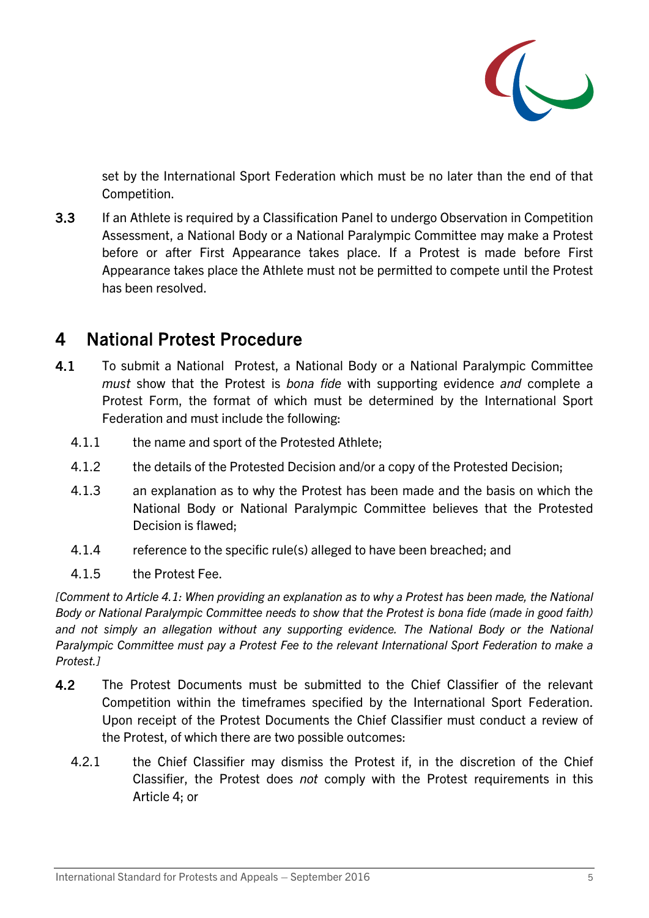set by the International Sport Federation which must be no later than the end of that Competition.

**3.3** If an Athlete is required by a Classification Panel to undergo Observation in Competition Assessment, a National Body or a National Paralympic Committee may make a Protest before or after First Appearance takes place. If a Protest is made before First Appearance takes place the Athlete must not be permitted to compete until the Protest has been resolved.

## 4 National Protest Procedure

**4.1** To submit a National Protest, a National Body or a National Paralympic Committee *must* show that the Protest is *bona fide* with supporting evidence *and* complete a Protest Form, the format of which must be determined by the International Sport Federation and must include the following:

4.1.1 the name and sport of the Protested Athlete;

4.1.2 the details of the Protested Decision and/or a copy of the Protested Decision;

4.1.3 an explanation as to why the Protest has been made and the basis on which the National Body or National Paralympic Committee believes that the Protested Decision is flawed;

4.1.4 reference to the specific rule(s) alleged to have been breached; and

4.1.5 the Protest Fee.

*[Comment to Article 4.1: When providing an explanation as to why a Protest has been made, the National Body or National Paralympic Committee needs to show that the Protest is bona fide (made in good faith) and not simply an allegation without any supporting evidence. The National Body or the National Paralympic Committee must pay a Protest Fee to the relevant International Sport Federation to make a Protest.]*

**4.2** The Protest Documents must be submitted to the Chief Classifier of the relevant Competition within the timeframes specified by the International Sport Federation. Upon receipt of the Protest Documents the Chief Classifier must conduct a review of the Protest, of which there are two possible outcomes:

4.2.1 the Chief Classifier may dismiss the Protest if, in the discretion of the Chief Classifier, the Protest does *not* comply with the Protest requirements in this Article 4; or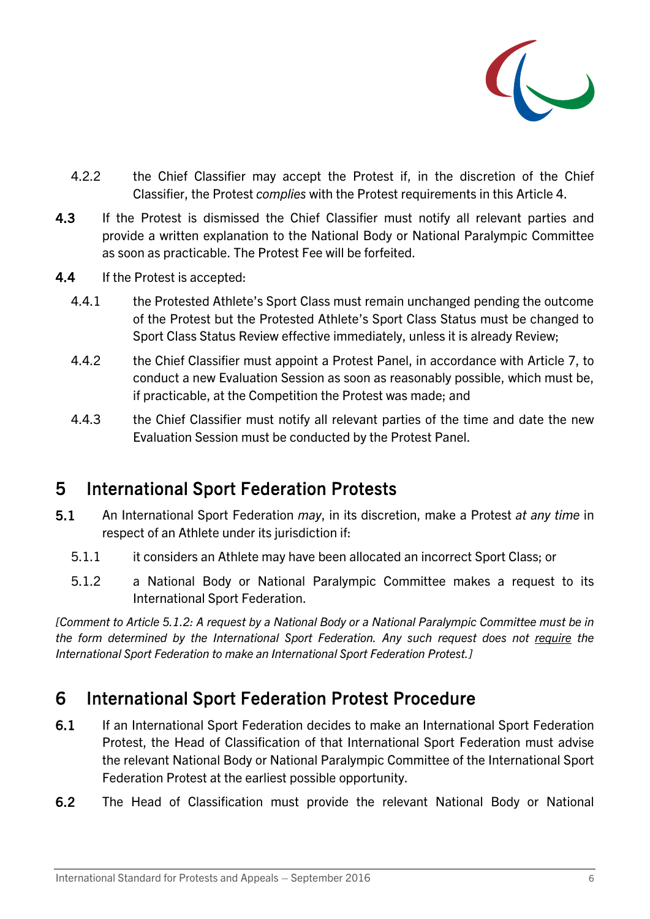4.2.2 the Chief Classifier may accept the Protest if, in the discretion of the Chief Classifier, the Protest *complies* with the Protest requirements in this Article 4.

**4.3** If the Protest is dismissed the Chief Classifier must notify all relevant parties and provide a written explanation to the National Body or National Paralympic Committee as soon as practicable. The Protest Fee will be forfeited.

**4.4** If the Protest is accepted:

4.4.1 the Protested Athlete's Sport Class must remain unchanged pending the outcome of the Protest but the Protested Athlete's Sport Class Status must be changed to Sport Class Status Review effective immediately, unless it is already Review;

4.4.2 the Chief Classifier must appoint a Protest Panel, in accordance with Article 7, to conduct a new Evaluation Session as soon as reasonably possible, which must be, if practicable, at the Competition the Protest was made; and

4.4.3 the Chief Classifier must notify all relevant parties of the time and date the new Evaluation Session must be conducted by the Protest Panel.

# 5 International Sport Federation Protests

**5.1** An International Sport Federation *may*, in its discretion, make a Protest *at any time* in respect of an Athlete under its jurisdiction if:

5.1.1 it considers an Athlete may have been allocated an incorrect Sport Class; or

5.1.2 a National Body or National Paralympic Committee makes a request to its International Sport Federation.

*[Comment to Article 5.1.2: A request by a National Body or a National Paralympic Committee must be in the form determined by the International Sport Federation. Any such request does not require the International Sport Federation to make an International Sport Federation Protest.]*

# 6 International Sport Federation Protest Procedure

**6.1** If an International Sport Federation decides to make an International Sport Federation Protest, the Head of Classification of that International Sport Federation must advise the relevant National Body or National Paralympic Committee of the International Sport Federation Protest at the earliest possible opportunity.

**6.2** The Head of Classification must provide the relevant National Body or National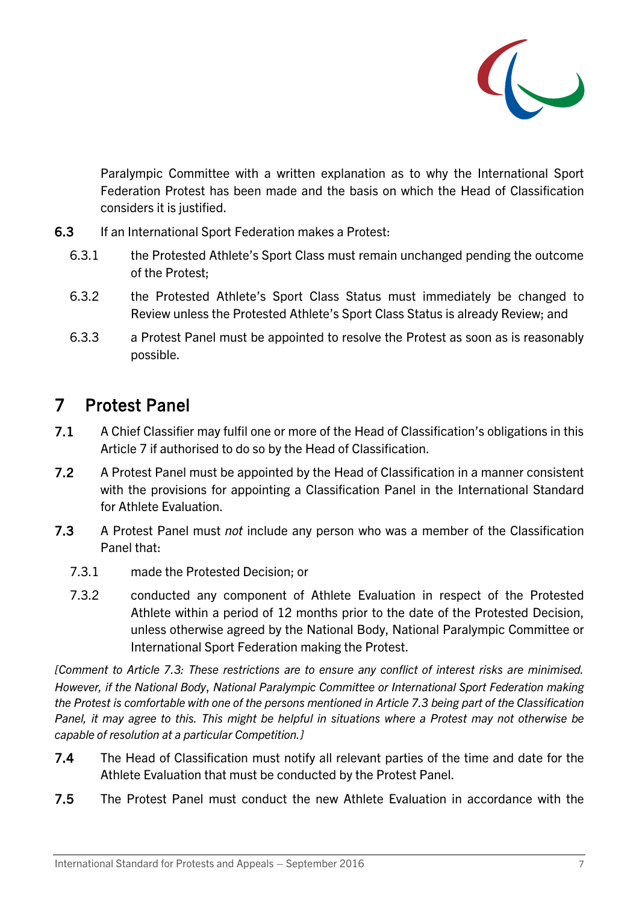Paralympic Committee with a written explanation as to why the International Sport Federation Protest has been made and the basis on which the Head of Classification considers it is justified.

**6.3** If an International Sport Federation makes a Protest:

6.3.1 the Protested Athlete's Sport Class must remain unchanged pending the outcome of the Protest;

6.3.2 the Protested Athlete's Sport Class Status must immediately be changed to Review unless the Protested Athlete's Sport Class Status is already Review; and

6.3.3 a Protest Panel must be appointed to resolve the Protest as soon as is reasonably possible.

# 7 Protest Panel

**7.1** A Chief Classifier may fulfil one or more of the Head of Classification's obligations in this Article 7 if authorised to do so by the Head of Classification.

**7.2** A Protest Panel must be appointed by the Head of Classification in a manner consistent with the provisions for appointing a Classification Panel in the International Standard for Athlete Evaluation.

**7.3** A Protest Panel must *not* include any person who was a member of the Classification Panel that:

7.3.1 made the Protested Decision; or

7.3.2 conducted any component of Athlete Evaluation in respect of the Protested Athlete within a period of 12 months prior to the date of the Protested Decision, unless otherwise agreed by the National Body, National Paralympic Committee or International Sport Federation making the Protest.

*[Comment to Article 7.3: These restrictions are to ensure any conflict of interest risks are minimised. However, if the National Body, National Paralympic Committee or International Sport Federation making the Protest is comfortable with one of the persons mentioned in Article 7.3 being part of the Classification Panel, it may agree to this. This might be helpful in situations where a Protest may not otherwise be capable of resolution at a particular Competition.]*

**7.4** The Head of Classification must notify all relevant parties of the time and date for the Athlete Evaluation that must be conducted by the Protest Panel.

**7.5** The Protest Panel must conduct the new Athlete Evaluation in accordance with the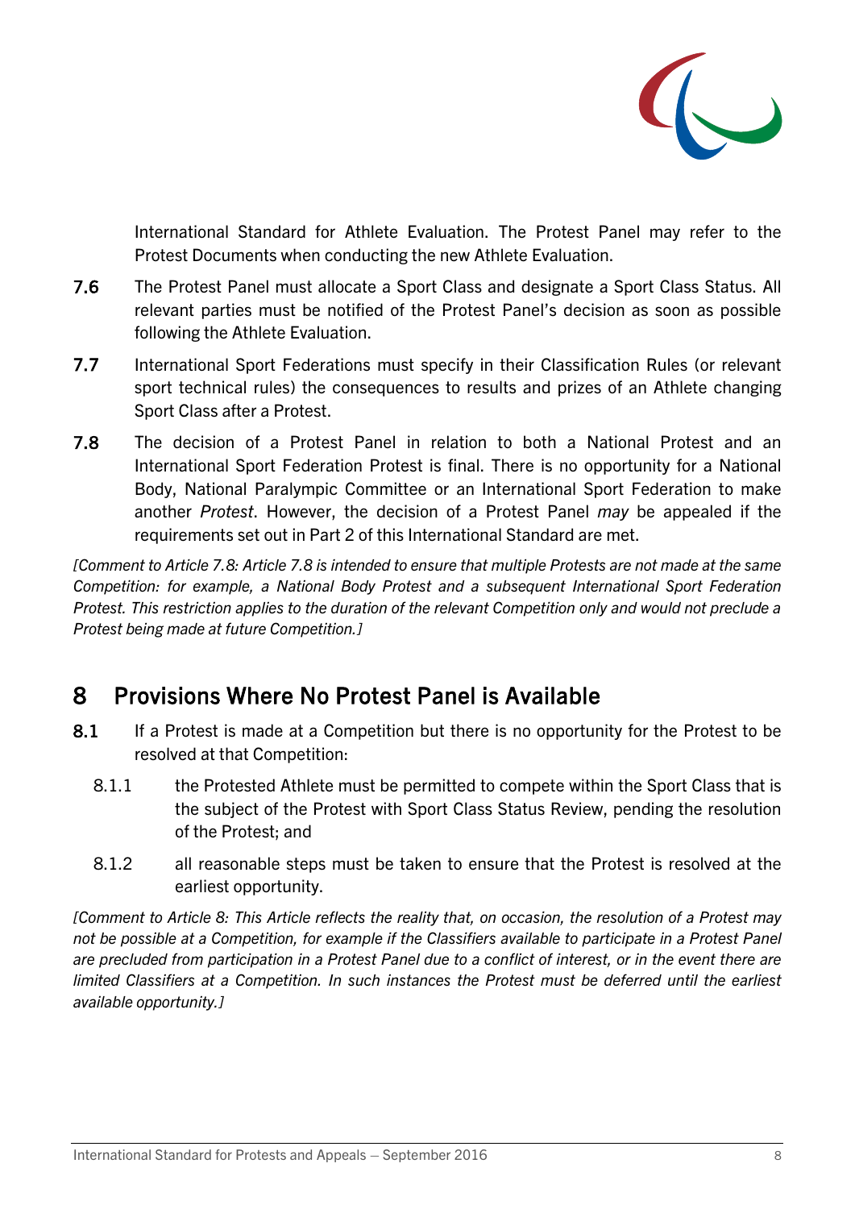International Standard for Athlete Evaluation. The Protest Panel may refer to the Protest Documents when conducting the new Athlete Evaluation.

**7.6** The Protest Panel must allocate a Sport Class and designate a Sport Class Status. All relevant parties must be notified of the Protest Panel's decision as soon as possible following the Athlete Evaluation.

**7.7** International Sport Federations must specify in their Classification Rules (or relevant sport technical rules) the consequences to results and prizes of an Athlete changing Sport Class after a Protest.

**7.8** The decision of a Protest Panel in relation to both a National Protest and an International Sport Federation Protest is final. There is no opportunity for a National Body, National Paralympic Committee or an International Sport Federation to make another *Protest*. However, the decision of a Protest Panel *may* be appealed if the requirements set out in Part 2 of this International Standard are met.

*[Comment to Article 7.8: Article 7.8 is intended to ensure that multiple Protests are not made at the same Competition: for example, a National Body Protest and a subsequent International Sport Federation Protest. This restriction applies to the duration of the relevant Competition only and would not preclude a Protest being made at future Competition.]*

## 8 Provisions Where No Protest Panel is Available

**8.1** If a Protest is made at a Competition but there is no opportunity for the Protest to be resolved at that Competition:

8.1.1 the Protested Athlete must be permitted to compete within the Sport Class that is the subject of the Protest with Sport Class Status Review, pending the resolution of the Protest; and

8.1.2 all reasonable steps must be taken to ensure that the Protest is resolved at the earliest opportunity.

*[Comment to Article 8: This Article reflects the reality that, on occasion, the resolution of a Protest may not be possible at a Competition, for example if the Classifiers available to participate in a Protest Panel are precluded from participation in a Protest Panel due to a conflict of interest, or in the event there are limited Classifiers at a Competition. In such instances the Protest must be deferred until the earliest available opportunity.]*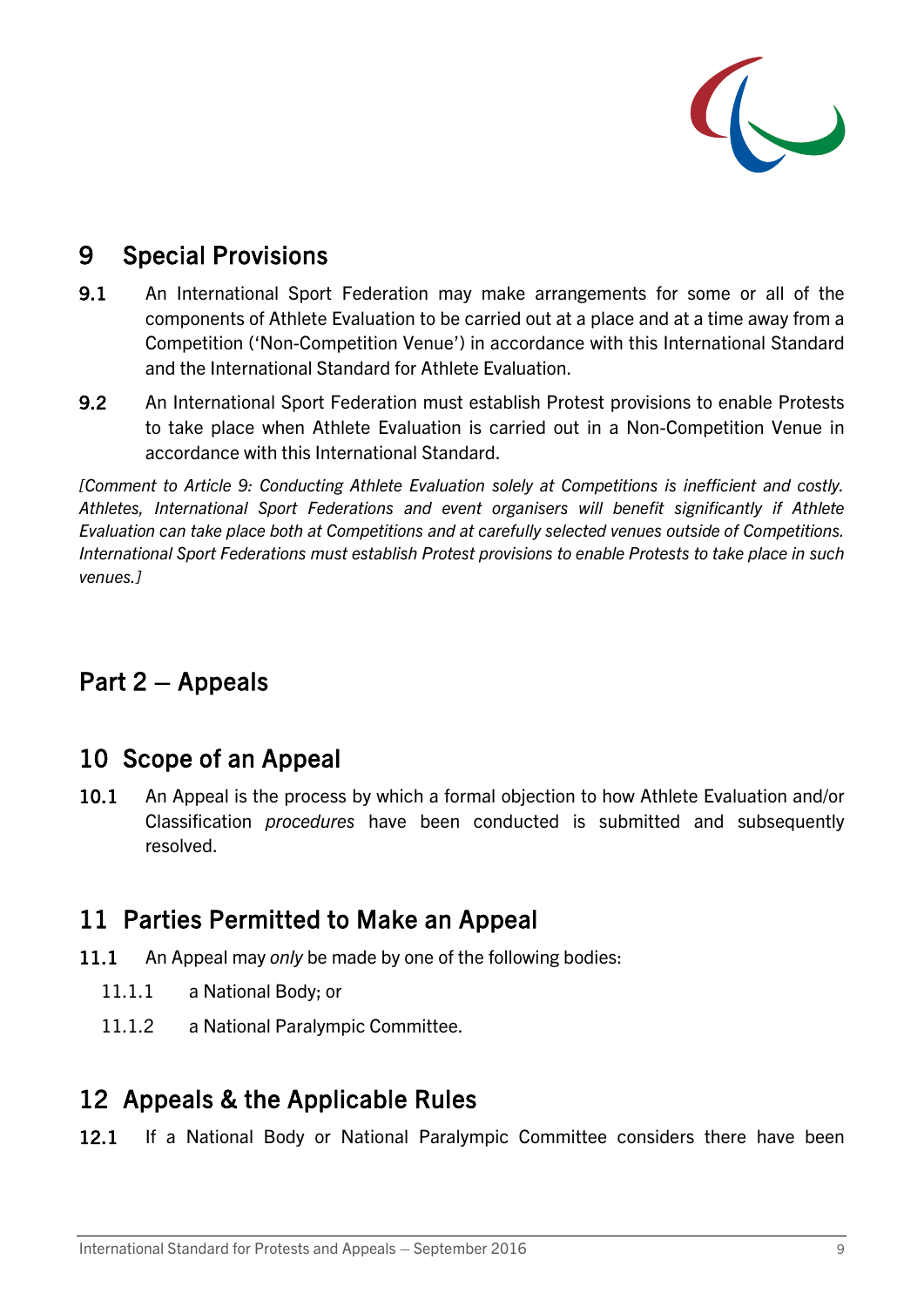## 9 Special Provisions

**9.1** An International Sport Federation may make arrangements for some or all of the components of Athlete Evaluation to be carried out at a place and at a time away from a Competition ('Non-Competition Venue') in accordance with this International Standard and the International Standard for Athlete Evaluation.

**9.2** An International Sport Federation must establish Protest provisions to enable Protests to take place when Athlete Evaluation is carried out in a Non-Competition Venue in accordance with this International Standard.

*[Comment to Article 9: Conducting Athlete Evaluation solely at Competitions is inefficient and costly. Athletes, International Sport Federations and event organisers will benefit significantly if Athlete Evaluation can take place both at Competitions and at carefully selected venues outside of Competitions. International Sport Federations must establish Protest provisions to enable Protests to take place in such venues.]*

# Part 2 – Appeals

## 10 Scope of an Appeal

**10.1** An Appeal is the process by which a formal objection to how Athlete Evaluation and/or Classification *procedures* have been conducted is submitted and subsequently resolved.

## 11 Parties Permitted to Make an Appeal

**11.1** An Appeal may *only* be made by one of the following bodies:

11.1.1 a National Body; or

11.1.2 a National Paralympic Committee.

## 12 Appeals & the Applicable Rules

**12.1** If a National Body or National Paralympic Committee considers there have been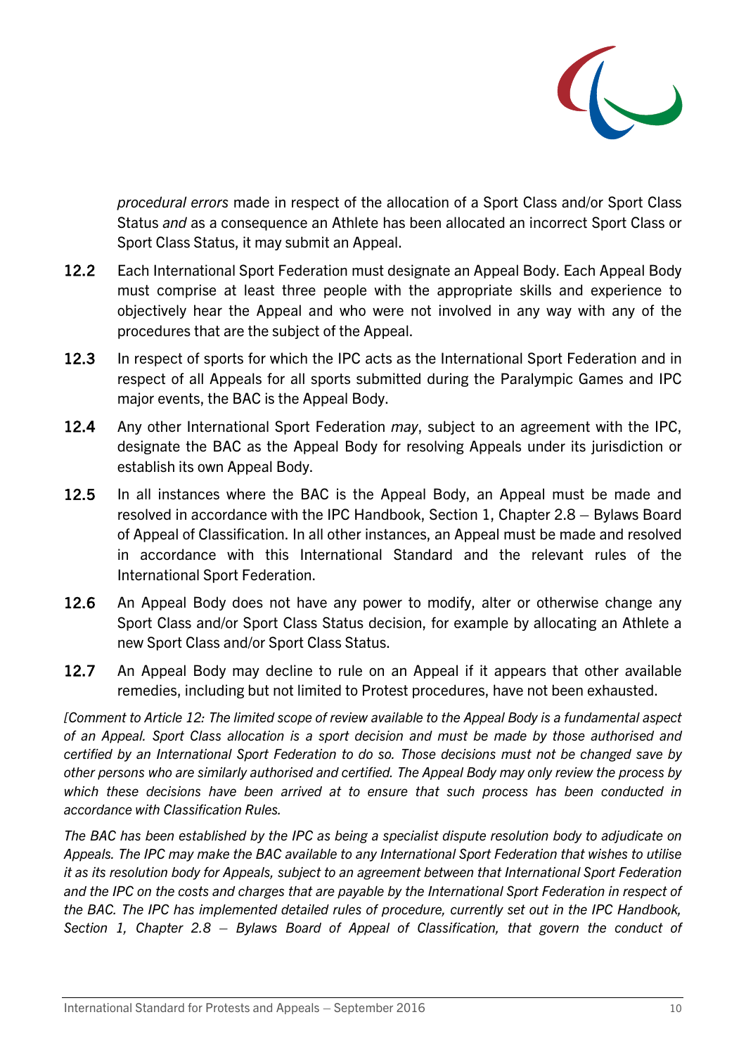*procedural errors* made in respect of the allocation of a Sport Class and/or Sport Class Status *and* as a consequence an Athlete has been allocated an incorrect Sport Class or Sport Class Status, it may submit an Appeal.

**12.2** Each International Sport Federation must designate an Appeal Body. Each Appeal Body must comprise at least three people with the appropriate skills and experience to objectively hear the Appeal and who were not involved in any way with any of the procedures that are the subject of the Appeal.

**12.3** In respect of sports for which the IPC acts as the International Sport Federation and in respect of all Appeals for all sports submitted during the Paralympic Games and IPC major events, the BAC is the Appeal Body.

**12.4** Any other International Sport Federation *may*, subject to an agreement with the IPC, designate the BAC as the Appeal Body for resolving Appeals under its jurisdiction or establish its own Appeal Body.

**12.5** In all instances where the BAC is the Appeal Body, an Appeal must be made and resolved in accordance with the IPC Handbook, Section 1, Chapter 2.8 – Bylaws Board of Appeal of Classification. In all other instances, an Appeal must be made and resolved in accordance with this International Standard and the relevant rules of the International Sport Federation.

**12.6** An Appeal Body does not have any power to modify, alter or otherwise change any Sport Class and/or Sport Class Status decision, for example by allocating an Athlete a new Sport Class and/or Sport Class Status.

**12.7** An Appeal Body may decline to rule on an Appeal if it appears that other available remedies, including but not limited to Protest procedures, have not been exhausted.

*[Comment to Article 12: The limited scope of review available to the Appeal Body is a fundamental aspect of an Appeal. Sport Class allocation is a sport decision and must be made by those authorised and certified by an International Sport Federation to do so. Those decisions must not be changed save by other persons who are similarly authorised and certified. The Appeal Body may only review the process by which these decisions have been arrived at to ensure that such process has been conducted in accordance with Classification Rules.*

*The BAC has been established by the IPC as being a specialist dispute resolution body to adjudicate on Appeals. The IPC may make the BAC available to any International Sport Federation that wishes to utilise it as its resolution body for Appeals, subject to an agreement between that International Sport Federation and the IPC on the costs and charges that are payable by the International Sport Federation in respect of the BAC. The IPC has implemented detailed rules of procedure, currently set out in the IPC Handbook, Section 1, Chapter 2.8 – Bylaws Board of Appeal of Classification, that govern the conduct of*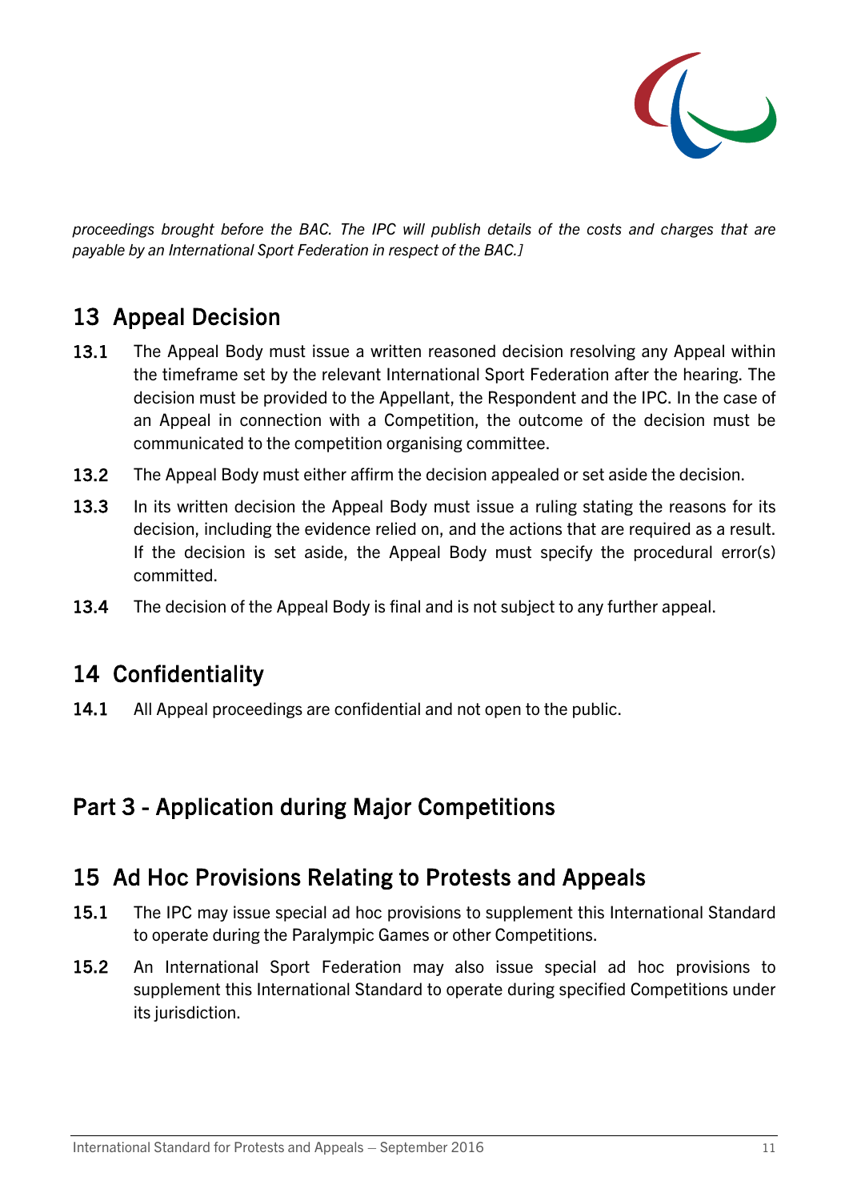*proceedings brought before the BAC. The IPC will publish details of the costs and charges that are payable by an International Sport Federation in respect of the BAC.]*

## 13 Appeal Decision

**13.1** The Appeal Body must issue a written reasoned decision resolving any Appeal within the timeframe set by the relevant International Sport Federation after the hearing. The decision must be provided to the Appellant, the Respondent and the IPC. In the case of an Appeal in connection with a Competition, the outcome of the decision must be communicated to the competition organising committee.

**13.2** The Appeal Body must either affirm the decision appealed or set aside the decision.

**13.3** In its written decision the Appeal Body must issue a ruling stating the reasons for its decision, including the evidence relied on, and the actions that are required as a result. If the decision is set aside, the Appeal Body must specify the procedural error(s) committed.

**13.4** The decision of the Appeal Body is final and is not subject to any further appeal.

## 14 Confidentiality

**14.1** All Appeal proceedings are confidential and not open to the public.

# Part 3 - Application during Major Competitions

## 15 Ad Hoc Provisions Relating to Protests and Appeals

**15.1** The IPC may issue special ad hoc provisions to supplement this International Standard to operate during the Paralympic Games or other Competitions.

**15.2** An International Sport Federation may also issue special ad hoc provisions to supplement this International Standard to operate during specified Competitions under its jurisdiction.